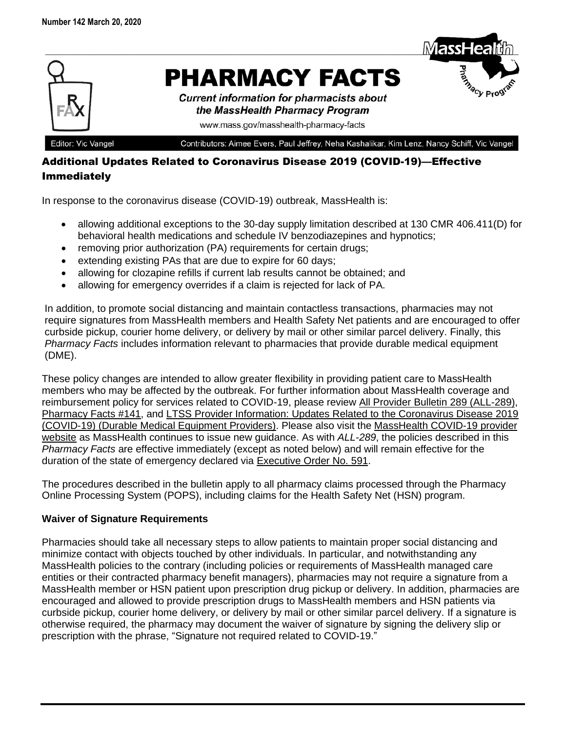**Number 142 March 20, 2020**

# PHARMACY FACTS

***Current information for pharmacists about the MassHealth Pharmacy Program***

www.mass.gov/masshealth-pharmacy-facts

Editor: Vic Vangel

Contributors: Aimee Evers, Paul Jeffrey, Neha Kashalikar, Kim Lenz, Nancy Schiff, Vic Vangel

## Additional Updates Related to Coronavirus Disease 2019 (COVID-19)—Effective Immediately

In response to the coronavirus disease (COVID-19) outbreak, MassHealth is:

- allowing additional exceptions to the 30-day supply limitation described at 130 CMR 406.411(D) for behavioral health medications and schedule IV benzodiazepines and hypnotics;
- removing prior authorization (PA) requirements for certain drugs;
- extending existing PAs that are due to expire for 60 days;
- allowing for clozapine refills if current lab results cannot be obtained; and
- allowing for emergency overrides if a claim is rejected for lack of PA.

In addition, to promote social distancing and maintain contactless transactions, pharmacies may not require signatures from MassHealth members and Health Safety Net patients and are encouraged to offer curbside pickup, courier home delivery, or delivery by mail or other similar parcel delivery. Finally, this *Pharmacy Facts* includes information relevant to pharmacies that provide durable medical equipment (DME).

These policy changes are intended to allow greater flexibility in providing patient care to MassHealth members who may be affected by the outbreak. For further information about MassHealth coverage and reimbursement policy for services related to COVID-19, please review All Provider Bulletin 289 (ALL-289), Pharmacy Facts #141, and LTSS Provider Information: Updates Related to the Coronavirus Disease 2019 (COVID-19) (Durable Medical Equipment Providers). Please also visit the MassHealth COVID-19 provider website as MassHealth continues to issue new guidance. As with *ALL-289*, the policies described in this *Pharmacy Facts* are effective immediately (except as noted below) and will remain effective for the duration of the state of emergency declared via Executive Order No. 591.

The procedures described in the bulletin apply to all pharmacy claims processed through the Pharmacy Online Processing System (POPS), including claims for the Health Safety Net (HSN) program.

### Waiver of Signature Requirements

Pharmacies should take all necessary steps to allow patients to maintain proper social distancing and minimize contact with objects touched by other individuals. In particular, and notwithstanding any MassHealth policies to the contrary (including policies or requirements of MassHealth managed care entities or their contracted pharmacy benefit managers), pharmacies may not require a signature from a MassHealth member or HSN patient upon prescription drug pickup or delivery. In addition, pharmacies are encouraged and allowed to provide prescription drugs to MassHealth members and HSN patients via curbside pickup, courier home delivery, or delivery by mail or other similar parcel delivery. If a signature is otherwise required, the pharmacy may document the waiver of signature by signing the delivery slip or prescription with the phrase, "Signature not required related to COVID-19."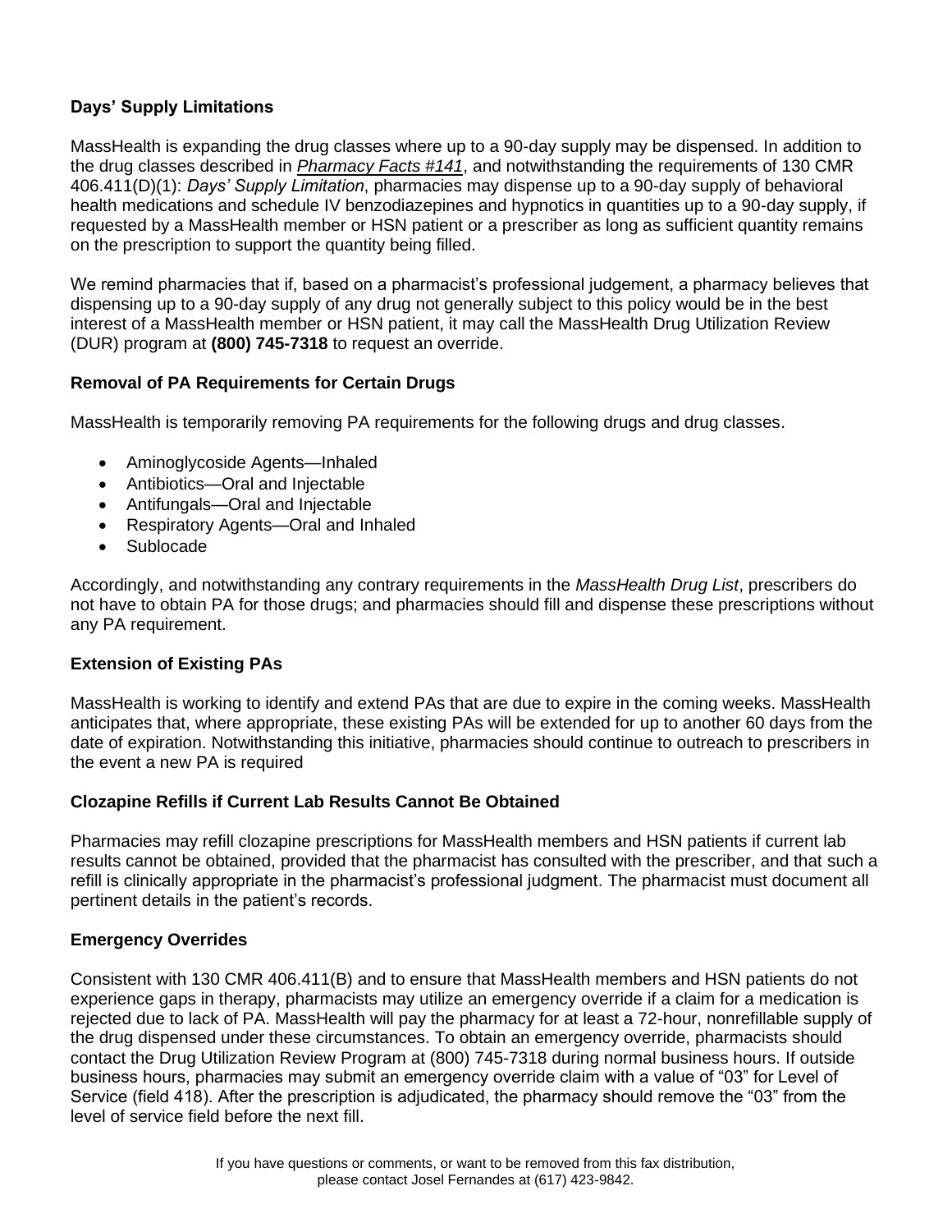### Days' Supply Limitations

MassHealth is expanding the drug classes where up to a 90-day supply may be dispensed. In addition to the drug classes described in *[Pharmacy Facts #141](#)*, and notwithstanding the requirements of 130 CMR 406.411(D)(1): *Days' Supply Limitation*, pharmacies may dispense up to a 90-day supply of behavioral health medications and schedule IV benzodiazepines and hypnotics in quantities up to a 90-day supply, if requested by a MassHealth member or HSN patient or a prescriber as long as sufficient quantity remains on the prescription to support the quantity being filled.

We remind pharmacies that if, based on a pharmacist's professional judgement, a pharmacy believes that dispensing up to a 90-day supply of any drug not generally subject to this policy would be in the best interest of a MassHealth member or HSN patient, it may call the MassHealth Drug Utilization Review (DUR) program at **(800) 745-7318** to request an override.

### Removal of PA Requirements for Certain Drugs

MassHealth is temporarily removing PA requirements for the following drugs and drug classes.

- Aminoglycoside Agents—Inhaled
- Antibiotics—Oral and Injectable
- Antifungals—Oral and Injectable
- Respiratory Agents—Oral and Inhaled
- Sublocade

Accordingly, and notwithstanding any contrary requirements in the *MassHealth Drug List*, prescribers do not have to obtain PA for those drugs; and pharmacies should fill and dispense these prescriptions without any PA requirement.

### Extension of Existing PAs

MassHealth is working to identify and extend PAs that are due to expire in the coming weeks. MassHealth anticipates that, where appropriate, these existing PAs will be extended for up to another 60 days from the date of expiration. Notwithstanding this initiative, pharmacies should continue to outreach to prescribers in the event a new PA is required

### Clozapine Refills if Current Lab Results Cannot Be Obtained

Pharmacies may refill clozapine prescriptions for MassHealth members and HSN patients if current lab results cannot be obtained, provided that the pharmacist has consulted with the prescriber, and that such a refill is clinically appropriate in the pharmacist's professional judgment. The pharmacist must document all pertinent details in the patient's records.

### Emergency Overrides

Consistent with 130 CMR 406.411(B) and to ensure that MassHealth members and HSN patients do not experience gaps in therapy, pharmacists may utilize an emergency override if a claim for a medication is rejected due to lack of PA. MassHealth will pay the pharmacy for at least a 72-hour, nonrefillable supply of the drug dispensed under these circumstances. To obtain an emergency override, pharmacists should contact the Drug Utilization Review Program at (800) 745-7318 during normal business hours. If outside business hours, pharmacies may submit an emergency override claim with a value of "03" for Level of Service (field 418). After the prescription is adjudicated, the pharmacy should remove the "03" from the level of service field before the next fill.

If you have questions or comments, or want to be removed from this fax distribution, please contact Josel Fernandes at (617) 423-9842.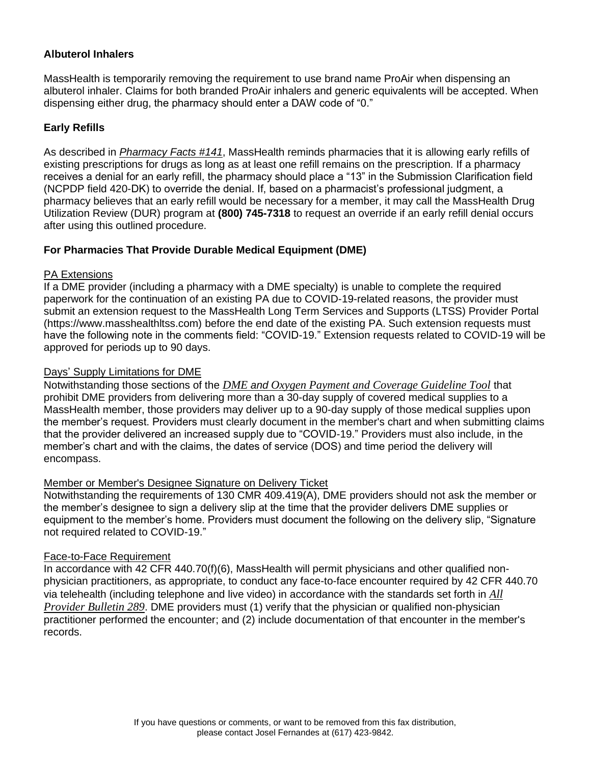## Albuterol Inhalers

MassHealth is temporarily removing the requirement to use brand name ProAir when dispensing an albuterol inhaler. Claims for both branded ProAir inhalers and generic equivalents will be accepted. When dispensing either drug, the pharmacy should enter a DAW code of "0."

## Early Refills

As described in *Pharmacy Facts #141*, MassHealth reminds pharmacies that it is allowing early refills of existing prescriptions for drugs as long as at least one refill remains on the prescription. If a pharmacy receives a denial for an early refill, the pharmacy should place a "13" in the Submission Clarification field (NCPDP field 420-DK) to override the denial. If, based on a pharmacist's professional judgment, a pharmacist believes that an early refill would be necessary for a member, it may call the MassHealth Drug Utilization Review (DUR) program at **(800) 745-7318** to request an override if an early refill denial occurs after using this outlined procedure.

## For Pharmacies That Provide Durable Medical Equipment (DME)

### PA Extensions

If a DME provider (including a pharmacy with a DME specialty) is unable to complete the required paperwork for the continuation of an existing PA due to COVID-19-related reasons, the provider must submit an extension request to the MassHealth Long Term Services and Supports (LTSS) Provider Portal (https://www.masshealthltss.com) before the end date of the existing PA. Such extension requests must have the following note in the comments field: "COVID-19." Extension requests related to COVID-19 will be approved for periods up to 90 days.

### Days' Supply Limitations for DME

Notwithstanding those sections of the *DME and Oxygen Payment and Coverage Guideline Tool* that prohibit DME providers from delivering more than a 30-day supply of covered medical supplies to a MassHealth member, those providers may deliver up to a 90-day supply of those medical supplies upon the member's request. Providers must clearly document in the member's chart and when submitting claims that the provider delivered an increased supply due to "COVID-19." Providers must also include, in the member's chart and with the claims, the dates of service (DOS) and time period the delivery will encompass.

### Member or Member's Designee Signature on Delivery Ticket

Notwithstanding the requirements of 130 CMR 409.419(A), DME providers should not ask the member or the member's designee to sign a delivery slip at the time that the provider delivers DME supplies or equipment to the member's home. Providers must document the following on the delivery slip, "Signature not required related to COVID-19."

### Face-to-Face Requirement

In accordance with 42 CFR 440.70(f)(6), MassHealth will permit physicians and other qualified non-physician practitioners, as appropriate, to conduct any face-to-face encounter required by 42 CFR 440.70 via telehealth (including telephone and live video) in accordance with the standards set forth in *All Provider Bulletin 289*. DME providers must (1) verify that the physician or qualified non-physician practitioner performed the encounter; and (2) include documentation of that encounter in the member's records.

If you have questions or comments, or want to be removed from this fax distribution, please contact Josel Fernandes at (617) 423-9842.